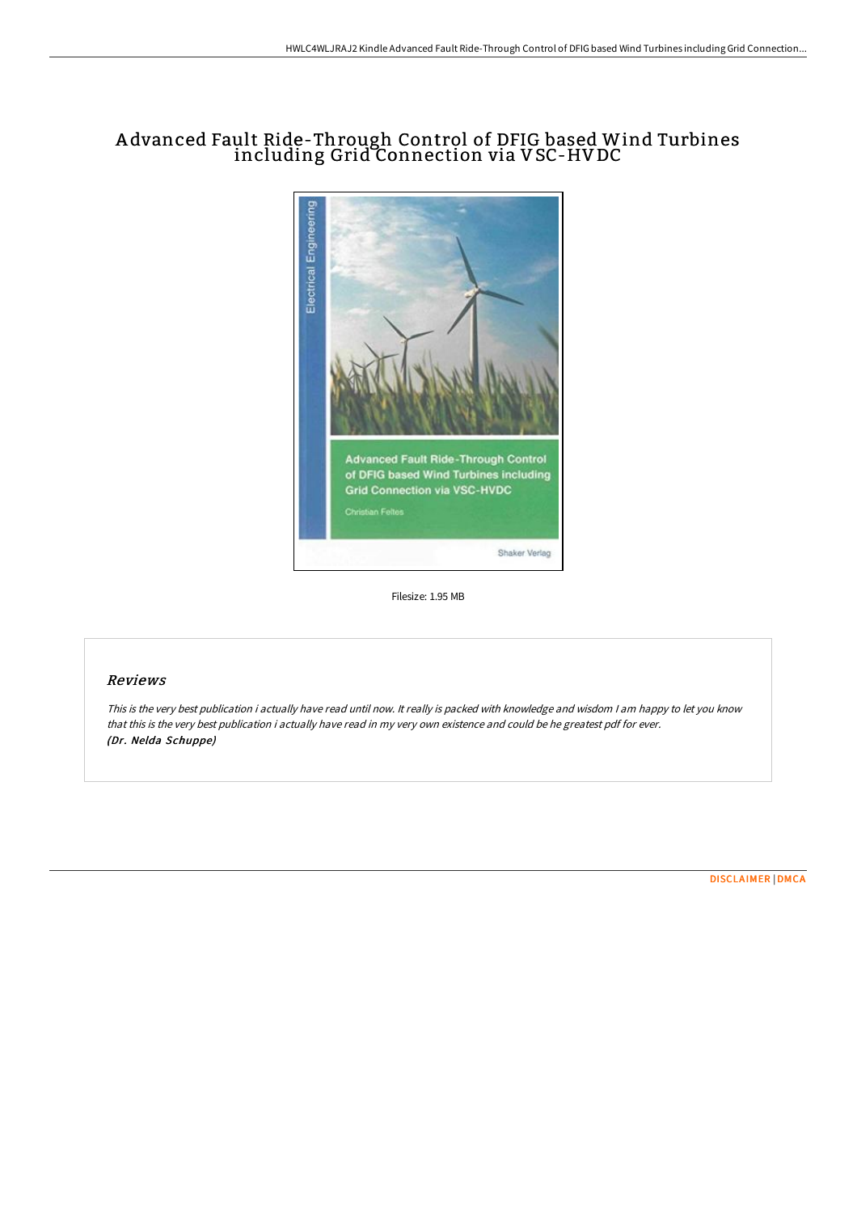# Advanced Fault Ride-Through Control of DFIG based Wind Turbines including Grid Connection via VSC-HVDC

Filesize: 1.95 MB

## *Reviews*

*This is the very best publication i actually have read until now. It really is packed with knowledge and wisdom I am happy to let you know that this is the very best publication i actually have read in my very own existence and could be he greatest pdf for ever.*
***(Dr. Nelda Schuppe)***

DISCLAIMER | DMCA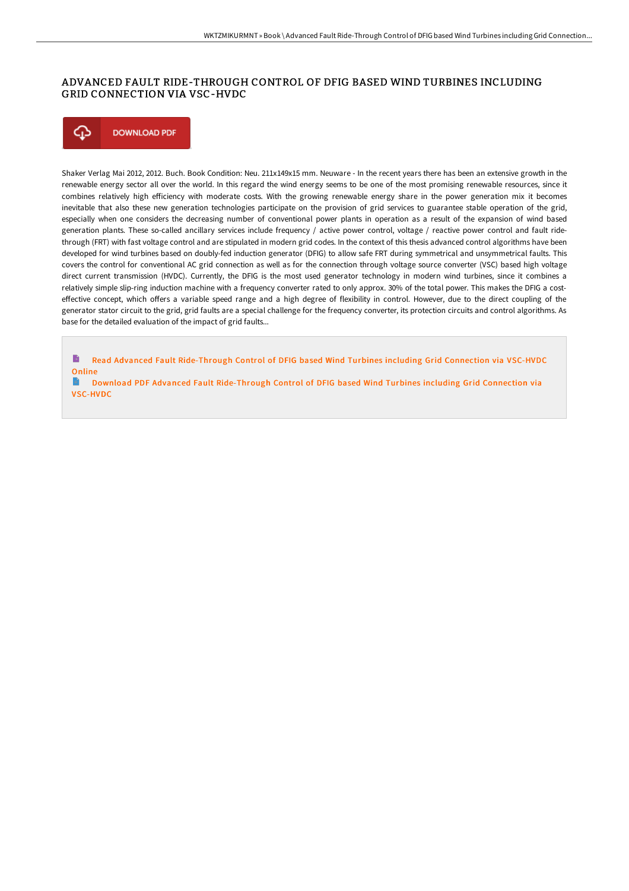# ADVANCED FAULT RIDE-THROUGH CONTROL OF DFIG BASED WIND TURBINES INCLUDING GRID CONNECTION VIA VSC-HVDC

DOWNLOAD PDF

Shaker Verlag Mai 2012, 2012. Buch. Book Condition: Neu. 211x149x15 mm. Neuware - In the recent years there has been an extensive growth in the renewable energy sector all over the world. In this regard the wind energy seems to be one of the most promising renewable resources, since it combines relatively high efficiency with moderate costs. With the growing renewable energy share in the power generation mix it becomes inevitable that also these new generation technologies participate on the provision of grid services to guarantee stable operation of the grid, especially when one considers the decreasing number of conventional power plants in operation as a result of the expansion of wind based generation plants. These so-called ancillary services include frequency / active power control, voltage / reactive power control and fault ride-through (FRT) with fast voltage control and are stipulated in modern grid codes. In the context of this thesis advanced control algorithms have been developed for wind turbines based on doubly-fed induction generator (DFIG) to allow safe FRT during symmetrical and unsymmetrical faults. This covers the control for conventional AC grid connection as well as for the connection through voltage source converter (VSC) based high voltage direct current transmission (HVDC). Currently, the DFIG is the most used generator technology in modern wind turbines, since it combines a relatively simple slip-ring induction machine with a frequency converter rated to only approx. 30% of the total power. This makes the DFIG a cost-effective concept, which offers a variable speed range and a high degree of flexibility in control. However, due to the direct coupling of the generator stator circuit to the grid, grid faults are a special challenge for the frequency converter, its protection circuits and control algorithms. As base for the detailed evaluation of the impact of grid faults...

Read Advanced Fault Ride-Through Control of DFIG based Wind Turbines including Grid Connection via VSC-HVDC Online

Download PDF Advanced Fault Ride-Through Control of DFIG based Wind Turbines including Grid Connection via VSC-HVDC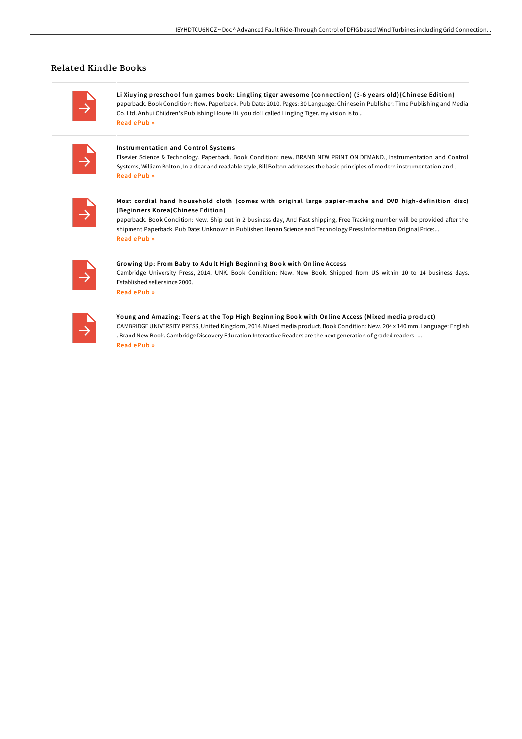## Related Kindle Books

**Li Xiuying preschool fun games book: Lingling tiger awesome (connection) (3-6 years old)(Chinese Edition)**
paperback. Book Condition: New. Paperback. Pub Date: 2010. Pages: 30 Language: Chinese in Publisher: Time Publishing and Media Co. Ltd. Anhui Children's Publishing House Hi. you do! I called Lingling Tiger. my vision is to...
Read ePub »

**Instrumentation and Control Systems**
Elsevier Science & Technology. Paperback. Book Condition: new. BRAND NEW PRINT ON DEMAND., Instrumentation and Control Systems, William Bolton, In a clear and readable style, Bill Bolton addresses the basic principles of modern instrumentation and...
Read ePub »

**Most cordial hand household cloth (comes with original large papier-mache and DVD high-definition disc) (Beginners Korea(Chinese Edition)**
paperback. Book Condition: New. Ship out in 2 business day, And Fast shipping, Free Tracking number will be provided after the shipment.Paperback. Pub Date: Unknown in Publisher: Henan Science and Technology Press Information Original Price:...
Read ePub »

**Growing Up: From Baby to Adult High Beginning Book with Online Access**
Cambridge University Press, 2014. UNK. Book Condition: New. New Book. Shipped from US within 10 to 14 business days. Established seller since 2000.
Read ePub »

**Young and Amazing: Teens at the Top High Beginning Book with Online Access (Mixed media product)**
CAMBRIDGE UNIVERSITY PRESS, United Kingdom, 2014. Mixed media product. Book Condition: New. 204 x 140 mm. Language: English . Brand New Book. Cambridge Discovery Education Interactive Readers are the next generation of graded readers -...
Read ePub »